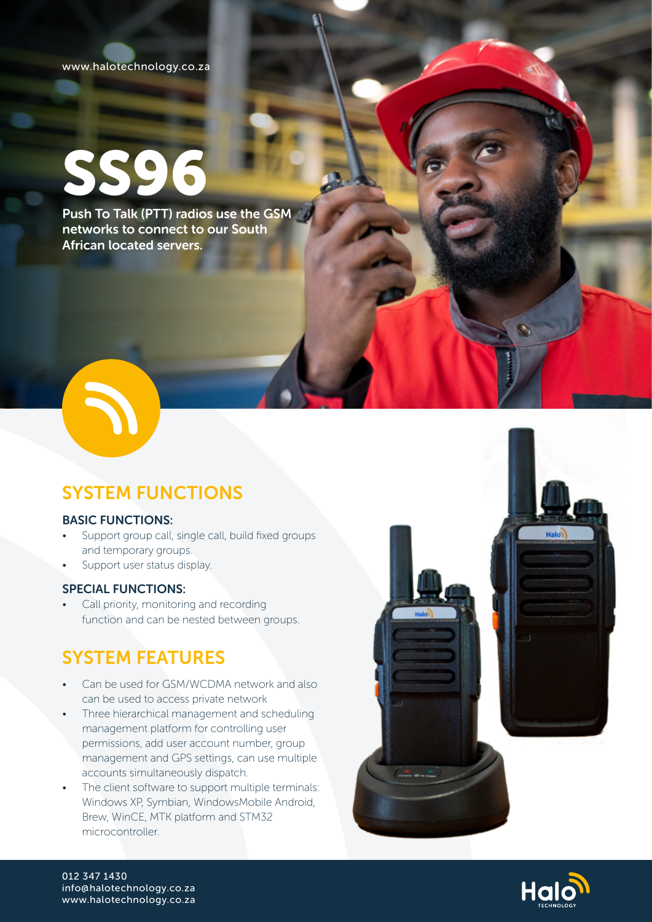www.halotechnology.co.za

# SS96

Push To Talk (PTT) radios use the GSM networks to connect to our South African located servers.

## SYSTEM FUNCTIONS

### BASIC FUNCTIONS:

- Support group call, single call, build fixed groups and temporary groups.
- Support user status display.

### SPECIAL FUNCTIONS:

- Call priority, monitoring and recording function and can be nested between groups.

## SYSTEM FEATURES

- Can be used for GSM/WCDMA network and also can be used to access private network
- Three hierarchical management and scheduling management platform for controlling user permissions, add user account number, group management and GPS settings, can use multiple accounts simultaneously dispatch.
- The client software to support multiple terminals: Windows XP, Symbian, WindowsMobile Android, Brew, WinCE, MTK platform and STM32 microcontroller.

012 347 1430
info@halotechnology.co.za
www.halotechnology.co.za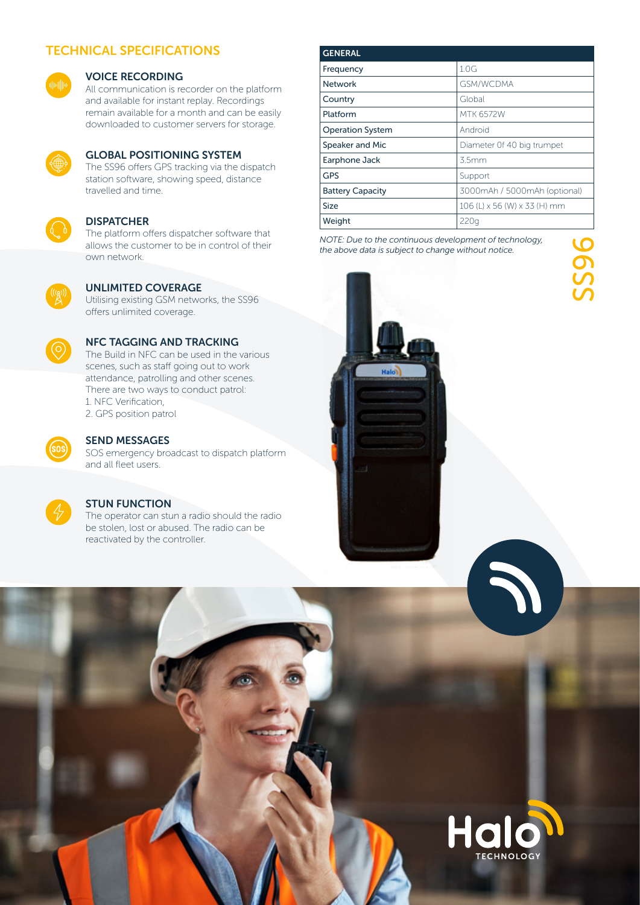## TECHNICAL SPECIFICATIONS

### VOICE RECORDING

All communication is recorder on the platform and available for instant replay. Recordings remain available for a month and can be easily downloaded to customer servers for storage.

### GLOBAL POSITIONING SYSTEM

The SS96 offers GPS tracking via the dispatch station software, showing speed, distance travelled and time.

### DISPATCHER

The platform offers dispatcher software that allows the customer to be in control of their own network.

### UNLIMITED COVERAGE

Utilising existing GSM networks, the SS96 offers unlimited coverage.

### NFC TAGGING AND TRACKING

The Build in NFC can be used in the various scenes, such as staff going out to work attendance, patrolling and other scenes. There are two ways to conduct patrol:

1. NFC Verification,
2. GPS position patrol

### SEND MESSAGES

SOS emergency broadcast to dispatch platform and all fleet users.

### STUN FUNCTION

The operator can stun a radio should the radio be stolen, lost or abused. The radio can be reactivated by the controller.

| GENERAL | |
|---|---|
| Frequency | 1.0G |
| Network | GSM/WCDMA |
| Country | Global |
| Platform | MTK 6572W |
| Operation System | Android |
| Speaker and Mic | Diameter 0f 40 big trumpet |
| Earphone Jack | 3.5mm |
| GPS | Support |
| Battery Capacity | 3000mAh / 5000mAh (optional) |
| Size | 106 (L) x 56 (W) x 33 (H) mm |
| Weight | 220g |

*NOTE: Due to the continuous development of technology, the above data is subject to change without notice.*

SS96

Halo TECHNOLOGY